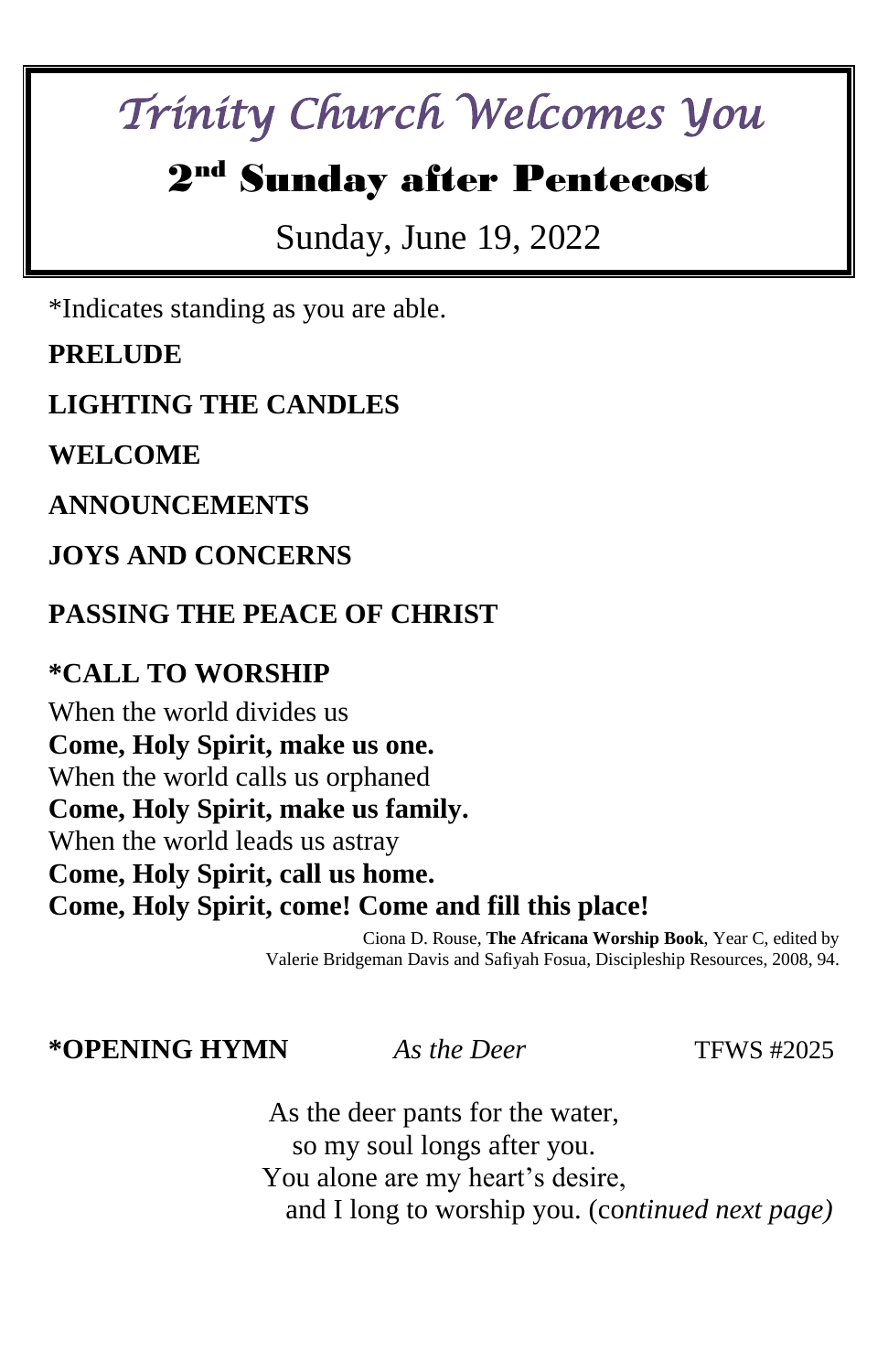# *Trinity Church Welcomes You*

## 2nd Sunday after Pentecost

Sunday, June 19, 2022

*Indicates standing as you are able.

**PRELUDE**

**LIGHTING THE CANDLES**

**WELCOME**

**ANNOUNCEMENTS**

**JOYS AND CONCERNS**

**PASSING THE PEACE OF CHRIST**

**\*CALL TO WORSHIP**

When the world divides us
**Come, Holy Spirit, make us one.**
When the world calls us orphaned
**Come, Holy Spirit, make us family.**
When the world leads us astray
**Come, Holy Spirit, call us home.**
**Come, Holy Spirit, come! Come and fill this place!**

Ciona D. Rouse, **The Africana Worship Book**, Year C, edited by Valerie Bridgeman Davis and Safiyah Fosua, Discipleship Resources, 2008, 94.

**\*OPENING HYMN** *As the Deer* TFWS #2025

As the deer pants for the water,
so my soul longs after you.
You alone are my heart's desire,
and I long to worship you. (*continued next page)*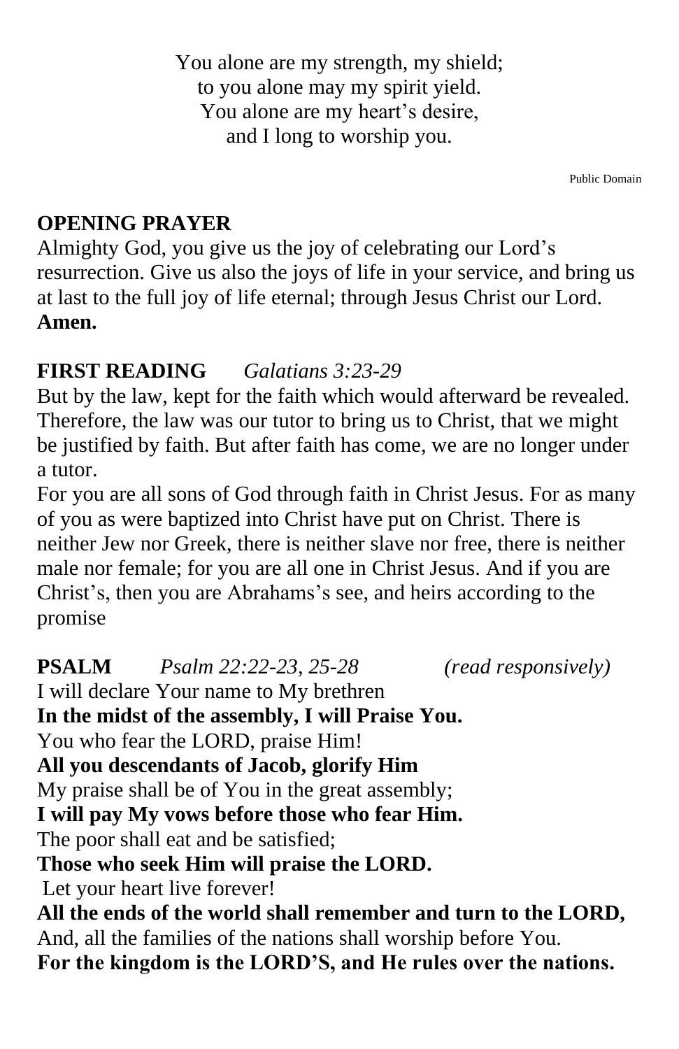You alone are my strength, my shield;  
to you alone may my spirit yield.  
You alone are my heart's desire,  
and I long to worship you.

Public Domain

**OPENING PRAYER**

Almighty God, you give us the joy of celebrating our Lord's resurrection. Give us also the joys of life in your service, and bring us at last to the full joy of life eternal; through Jesus Christ our Lord. **Amen.**

**FIRST READING** *Galatians 3:23-29*

But by the law, kept for the faith which would afterward be revealed. Therefore, the law was our tutor to bring us to Christ, that we might be justified by faith. But after faith has come, we are no longer under a tutor.

For you are all sons of God through faith in Christ Jesus. For as many of you as were baptized into Christ have put on Christ. There is neither Jew nor Greek, there is neither slave nor free, there is neither male nor female; for you are all one in Christ Jesus. And if you are Christ's, then you are Abrahams's see, and heirs according to the promise

**PSALM** *Psalm 22:22-23, 25-28* *(read responsively)*

I will declare Your name to My brethren  
**In the midst of the assembly, I will Praise You.**  
You who fear the LORD, praise Him!  
**All you descendants of Jacob, glorify Him**  
My praise shall be of You in the great assembly;  
**I will pay My vows before those who fear Him.**  
The poor shall eat and be satisfied;  
**Those who seek Him will praise the LORD.**  
Let your heart live forever!  
**All the ends of the world shall remember and turn to the LORD,**  
And, all the families of the nations shall worship before You.  
**For the kingdom is the LORD'S, and He rules over the nations.**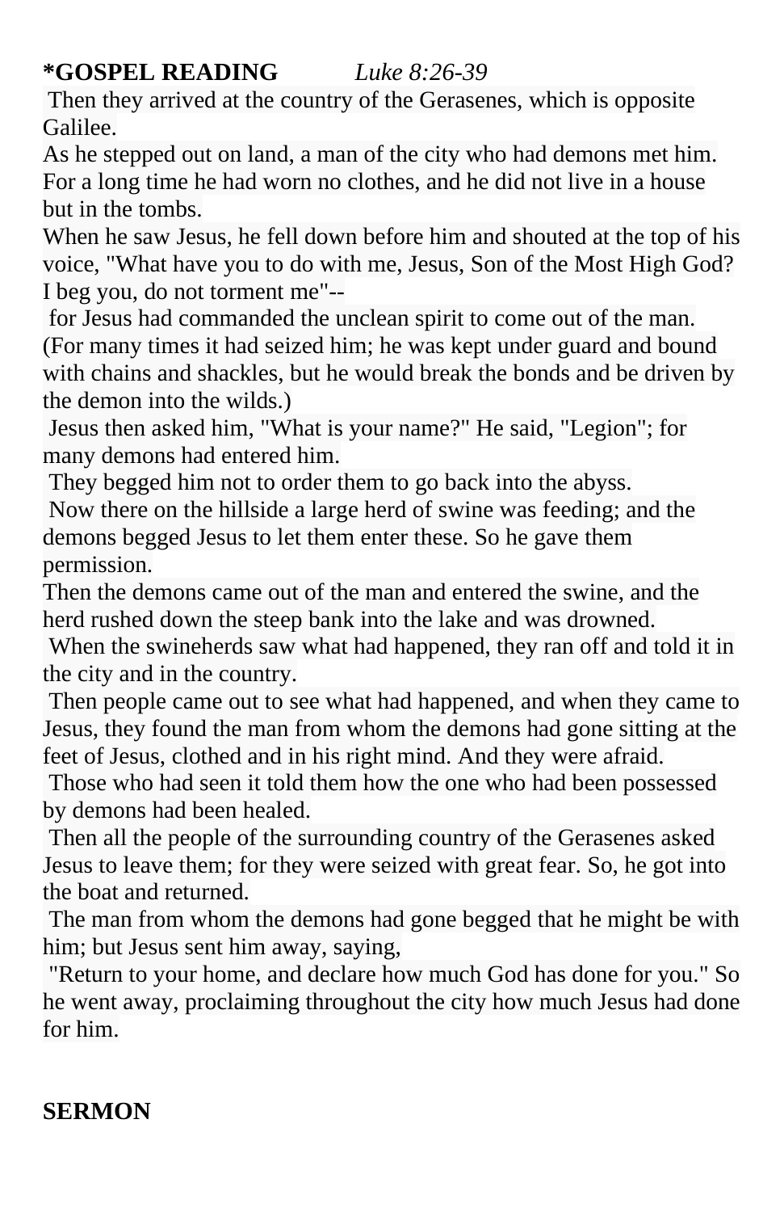**\*GOSPEL READING** *Luke 8:26-39*

Then they arrived at the country of the Gerasenes, which is opposite Galilee.
As he stepped out on land, a man of the city who had demons met him. For a long time he had worn no clothes, and he did not live in a house but in the tombs.
When he saw Jesus, he fell down before him and shouted at the top of his voice, "What have you to do with me, Jesus, Son of the Most High God? I beg you, do not torment me"--
for Jesus had commanded the unclean spirit to come out of the man. (For many times it had seized him; he was kept under guard and bound with chains and shackles, but he would break the bonds and be driven by the demon into the wilds.)
Jesus then asked him, "What is your name?" He said, "Legion"; for many demons had entered him.
They begged him not to order them to go back into the abyss.
Now there on the hillside a large herd of swine was feeding; and the demons begged Jesus to let them enter these. So he gave them permission.
Then the demons came out of the man and entered the swine, and the herd rushed down the steep bank into the lake and was drowned.
When the swineherds saw what had happened, they ran off and told it in the city and in the country.
Then people came out to see what had happened, and when they came to Jesus, they found the man from whom the demons had gone sitting at the feet of Jesus, clothed and in his right mind. And they were afraid.
Those who had seen it told them how the one who had been possessed by demons had been healed.
Then all the people of the surrounding country of the Gerasenes asked Jesus to leave them; for they were seized with great fear. So, he got into the boat and returned.
The man from whom the demons had gone begged that he might be with him; but Jesus sent him away, saying,
"Return to your home, and declare how much God has done for you." So he went away, proclaiming throughout the city how much Jesus had done for him.

**SERMON**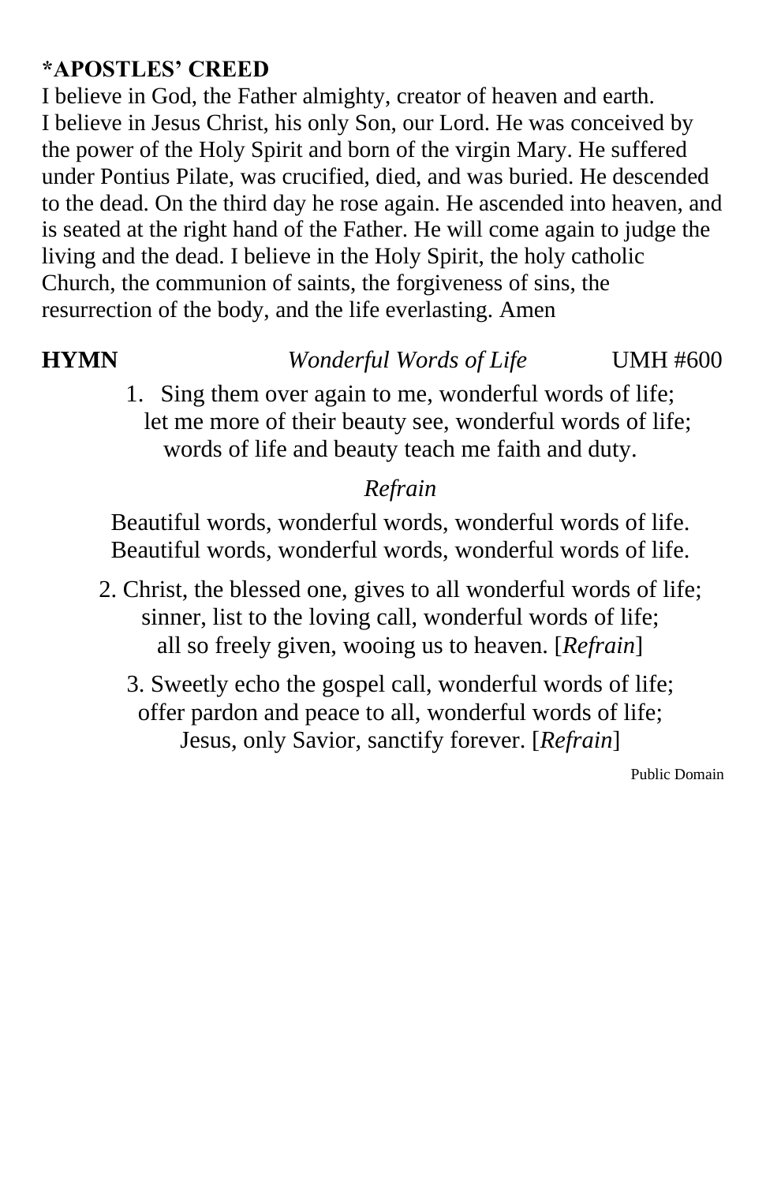## *APOSTLES' CREED

I believe in God, the Father almighty, creator of heaven and earth. I believe in Jesus Christ, his only Son, our Lord. He was conceived by the power of the Holy Spirit and born of the virgin Mary. He suffered under Pontius Pilate, was crucified, died, and was buried. He descended to the dead. On the third day he rose again. He ascended into heaven, and is seated at the right hand of the Father. He will come again to judge the living and the dead. I believe in the Holy Spirit, the holy catholic Church, the communion of saints, the forgiveness of sins, the resurrection of the body, and the life everlasting. Amen

**HYMN** *Wonderful Words of Life* UMH #600

1. Sing them over again to me, wonderful words of life;
let me more of their beauty see, wonderful words of life;
words of life and beauty teach me faith and duty.

*Refrain*

Beautiful words, wonderful words, wonderful words of life.
Beautiful words, wonderful words, wonderful words of life.

2. Christ, the blessed one, gives to all wonderful words of life;
sinner, list to the loving call, wonderful words of life;
all so freely given, wooing us to heaven. [*Refrain*]

3. Sweetly echo the gospel call, wonderful words of life;
offer pardon and peace to all, wonderful words of life;
Jesus, only Savior, sanctify forever. [*Refrain*]

Public Domain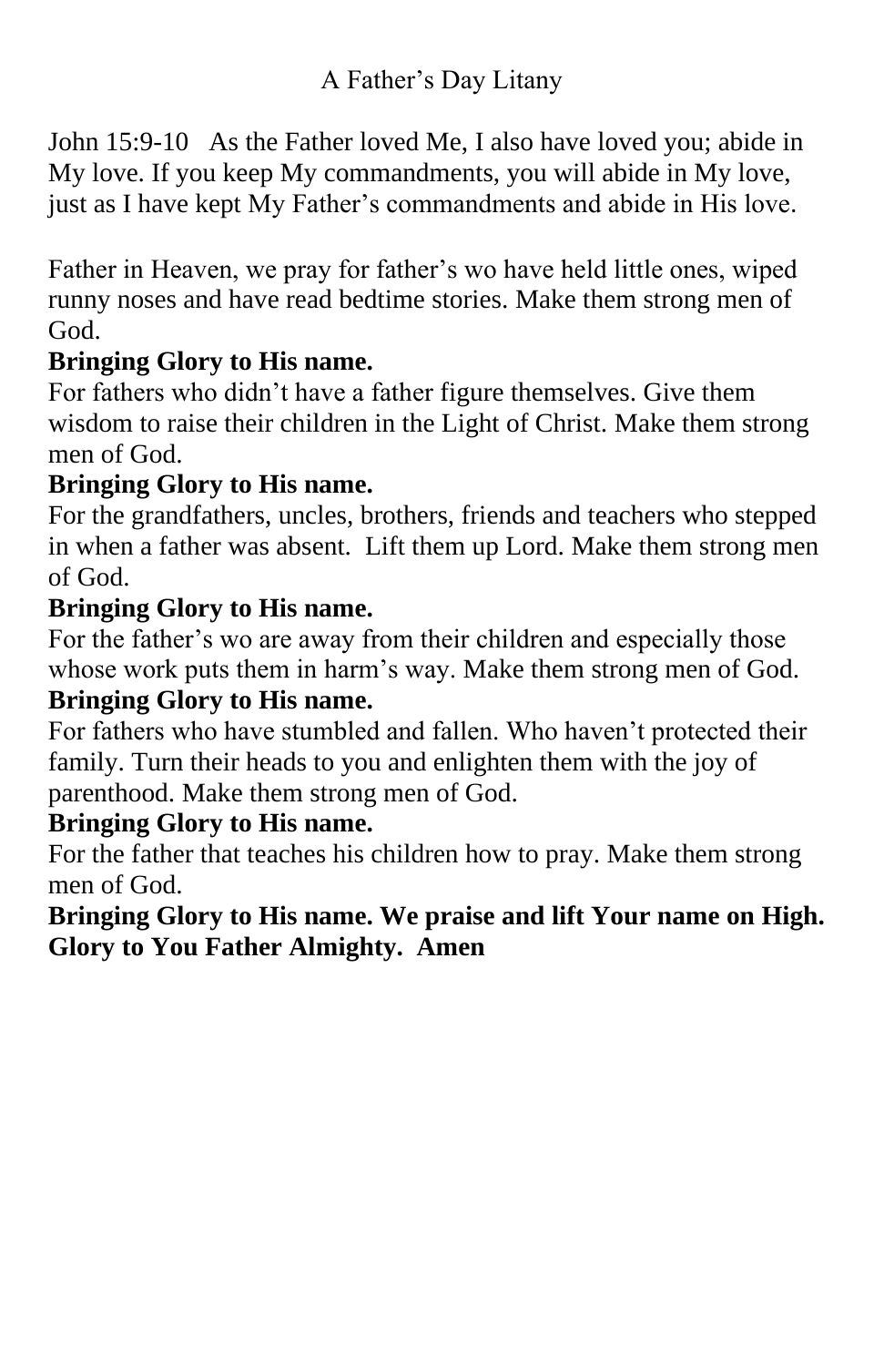# A Father's Day Litany

John 15:9-10 As the Father loved Me, I also have loved you; abide in My love. If you keep My commandments, you will abide in My love, just as I have kept My Father's commandments and abide in His love.

Father in Heaven, we pray for father's wo have held little ones, wiped runny noses and have read bedtime stories. Make them strong men of God.

**Bringing Glory to His name.**

For fathers who didn't have a father figure themselves. Give them wisdom to raise their children in the Light of Christ. Make them strong men of God.

**Bringing Glory to His name.**

For the grandfathers, uncles, brothers, friends and teachers who stepped in when a father was absent. Lift them up Lord. Make them strong men of God.

**Bringing Glory to His name.**

For the father's wo are away from their children and especially those whose work puts them in harm's way. Make them strong men of God.

**Bringing Glory to His name.**

For fathers who have stumbled and fallen. Who haven't protected their family. Turn their heads to you and enlighten them with the joy of parenthood. Make them strong men of God.

**Bringing Glory to His name.**

For the father that teaches his children how to pray. Make them strong men of God.

**Bringing Glory to His name. We praise and lift Your name on High. Glory to You Father Almighty. Amen**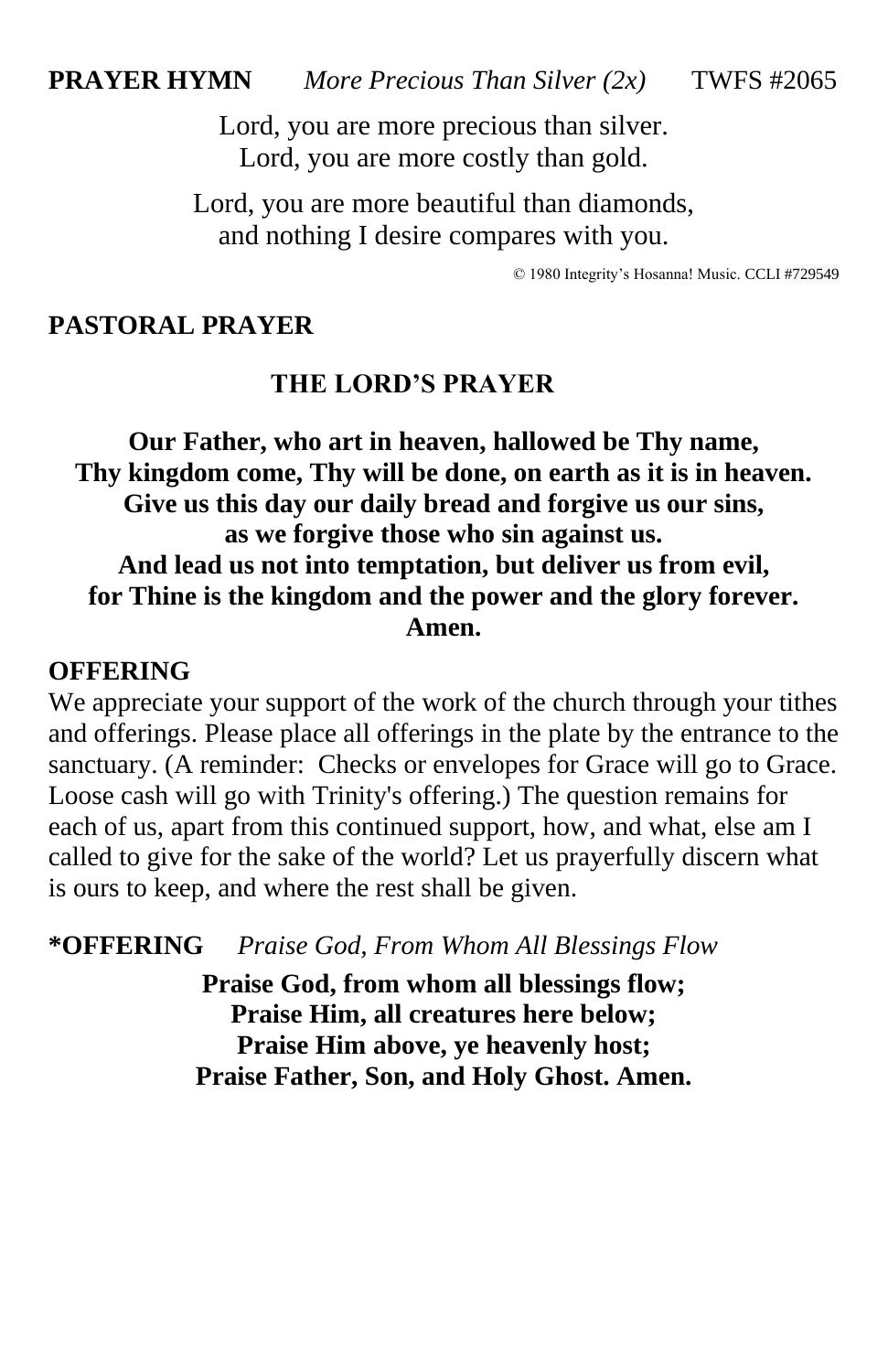**PRAYER HYMN** *More Precious Than Silver (2x)* TWFS #2065

Lord, you are more precious than silver.
Lord, you are more costly than gold.

Lord, you are more beautiful than diamonds,
and nothing I desire compares with you.

© 1980 Integrity's Hosanna! Music. CCLI #729549

**PASTORAL PRAYER**

**THE LORD'S PRAYER**

**Our Father, who art in heaven, hallowed be Thy name,**
**Thy kingdom come, Thy will be done, on earth as it is in heaven.**
**Give us this day our daily bread and forgive us our sins,**
**as we forgive those who sin against us.**
**And lead us not into temptation, but deliver us from evil,**
**for Thine is the kingdom and the power and the glory forever.**
**Amen.**

**OFFERING**

We appreciate your support of the work of the church through your tithes and offerings. Please place all offerings in the plate by the entrance to the sanctuary. (A reminder: Checks or envelopes for Grace will go to Grace. Loose cash will go with Trinity's offering.) The question remains for each of us, apart from this continued support, how, and what, else am I called to give for the sake of the world? Let us prayerfully discern what is ours to keep, and where the rest shall be given.

**\*OFFERING** *Praise God, From Whom All Blessings Flow*

**Praise God, from whom all blessings flow;**
**Praise Him, all creatures here below;**
**Praise Him above, ye heavenly host;**
**Praise Father, Son, and Holy Ghost. Amen.**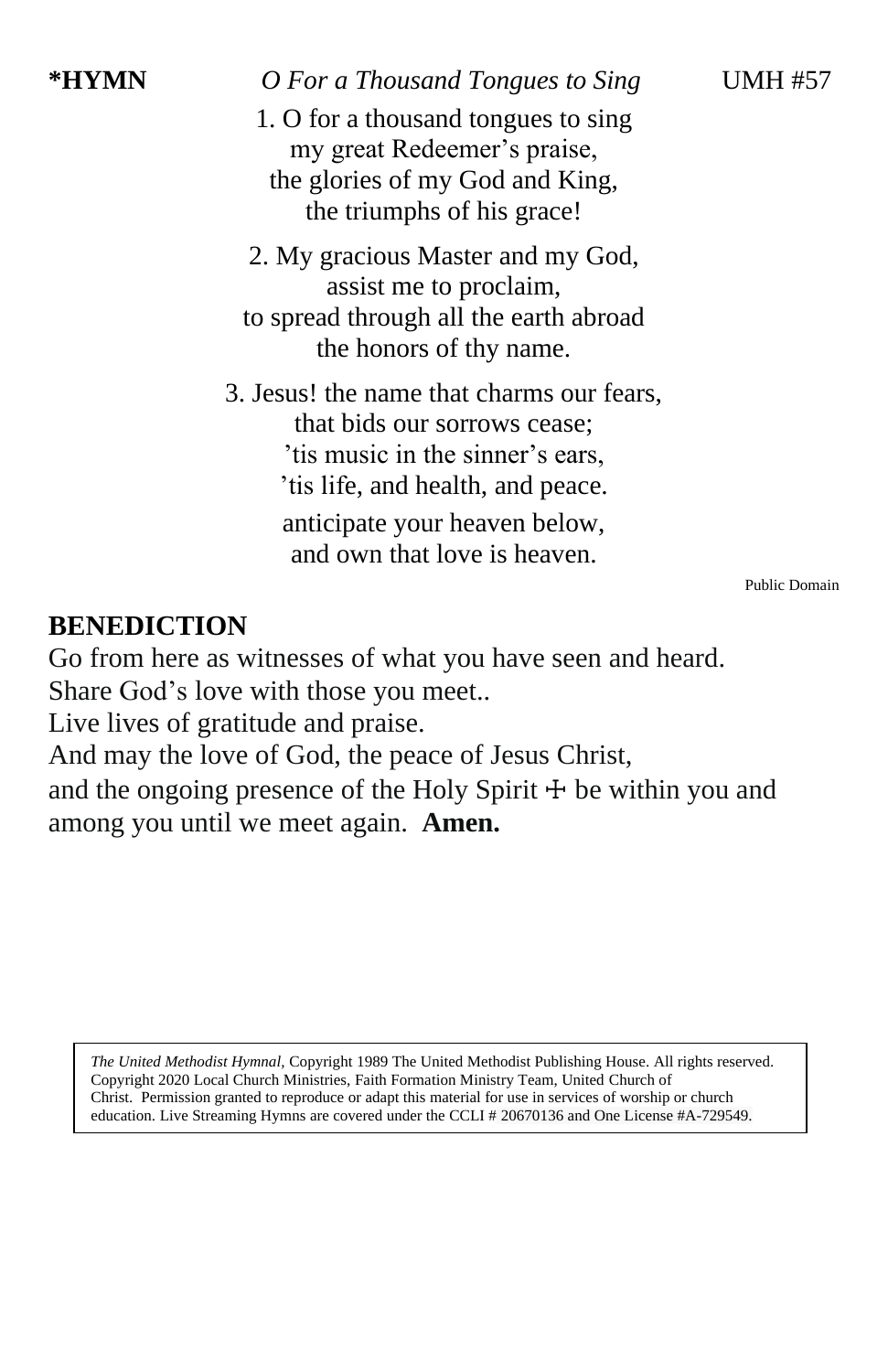**\*HYMN** *O For a Thousand Tongues to Sing* UMH #57

1. O for a thousand tongues to sing
my great Redeemer's praise,
the glories of my God and King,
the triumphs of his grace!

2. My gracious Master and my God,
assist me to proclaim,
to spread through all the earth abroad
the honors of thy name.

3. Jesus! the name that charms our fears,
that bids our sorrows cease;
'tis music in the sinner's ears,
'tis life, and health, and peace.

anticipate your heaven below,
and own that love is heaven.

Public Domain

## BENEDICTION

Go from here as witnesses of what you have seen and heard.
Share God's love with those you meet..
Live lives of gratitude and praise.
And may the love of God, the peace of Jesus Christ,
and the ongoing presence of the Holy Spirit ☩ be within you and among you until we meet again. **Amen.**

*The United Methodist Hymnal,* Copyright 1989 The United Methodist Publishing House. All rights reserved. Copyright 2020 Local Church Ministries, Faith Formation Ministry Team, United Church of Christ. Permission granted to reproduce or adapt this material for use in services of worship or church education. Live Streaming Hymns are covered under the CCLI # 20670136 and One License #A-729549.